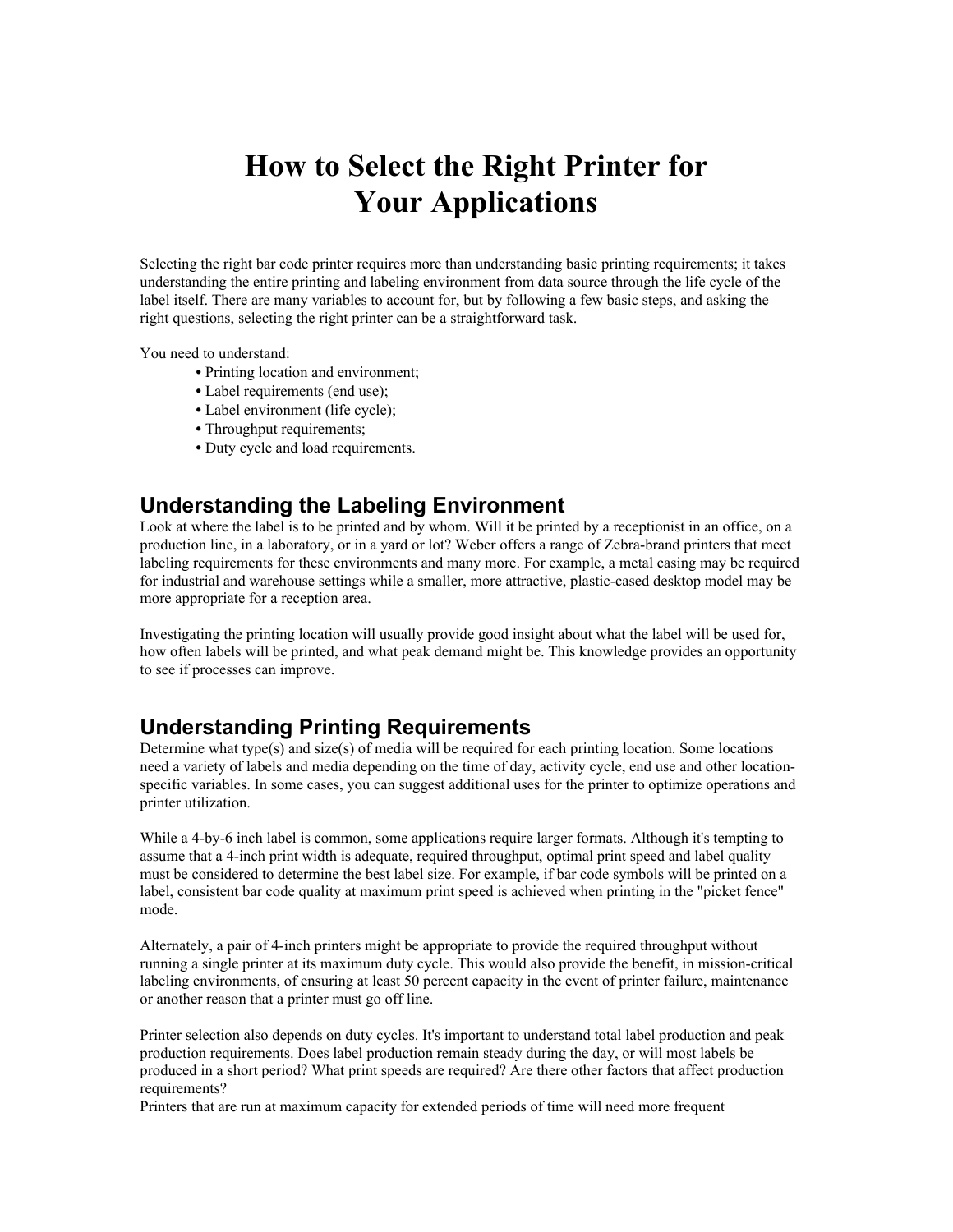# How to Select the Right Printer for Your Applications

Selecting the right bar code printer requires more than understanding basic printing requirements; it takes understanding the entire printing and labeling environment from data source through the life cycle of the label itself. There are many variables to account for, but by following a few basic steps, and asking the right questions, selecting the right printer can be a straightforward task.

You need to understand:

- Printing location and environment;
- Label requirements (end use);
- Label environment (life cycle);
- Throughput requirements;
- Duty cycle and load requirements.

## Understanding the Labeling Environment

Look at where the label is to be printed and by whom. Will it be printed by a receptionist in an office, on a production line, in a laboratory, or in a yard or lot? Weber offers a range of Zebra-brand printers that meet labeling requirements for these environments and many more. For example, a metal casing may be required for industrial and warehouse settings while a smaller, more attractive, plastic-cased desktop model may be more appropriate for a reception area.

Investigating the printing location will usually provide good insight about what the label will be used for, how often labels will be printed, and what peak demand might be. This knowledge provides an opportunity to see if processes can improve.

## Understanding Printing Requirements

Determine what type(s) and size(s) of media will be required for each printing location. Some locations need a variety of labels and media depending on the time of day, activity cycle, end use and other location-specific variables. In some cases, you can suggest additional uses for the printer to optimize operations and printer utilization.

While a 4-by-6 inch label is common, some applications require larger formats. Although it's tempting to assume that a 4-inch print width is adequate, required throughput, optimal print speed and label quality must be considered to determine the best label size. For example, if bar code symbols will be printed on a label, consistent bar code quality at maximum print speed is achieved when printing in the "picket fence" mode.

Alternately, a pair of 4-inch printers might be appropriate to provide the required throughput without running a single printer at its maximum duty cycle. This would also provide the benefit, in mission-critical labeling environments, of ensuring at least 50 percent capacity in the event of printer failure, maintenance or another reason that a printer must go off line.

Printer selection also depends on duty cycles. It's important to understand total label production and peak production requirements. Does label production remain steady during the day, or will most labels be produced in a short period? What print speeds are required? Are there other factors that affect production requirements?

Printers that are run at maximum capacity for extended periods of time will need more frequent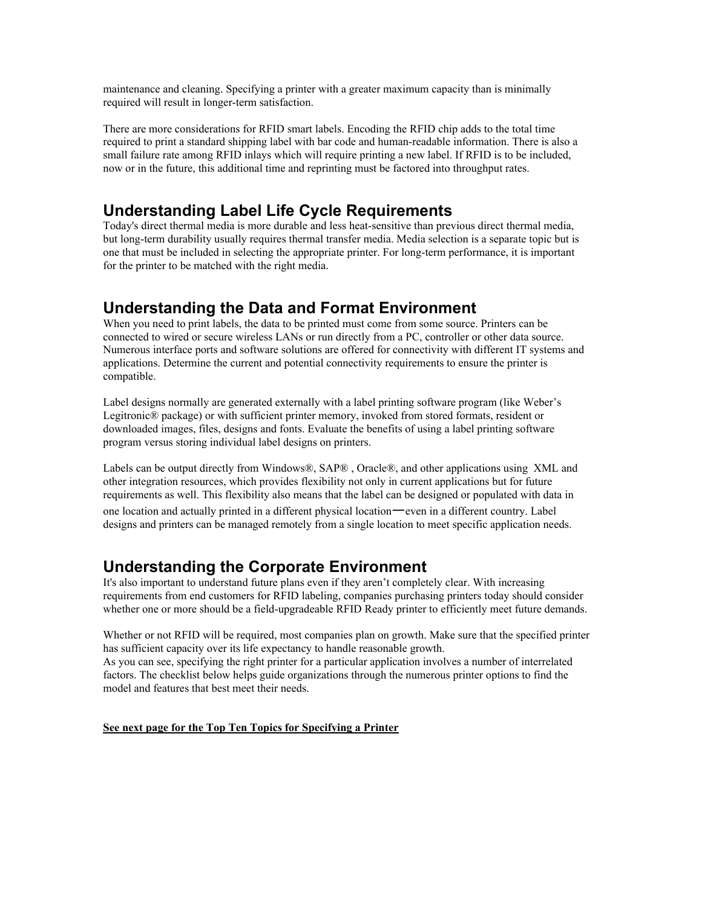maintenance and cleaning. Specifying a printer with a greater maximum capacity than is minimally required will result in longer-term satisfaction.

There are more considerations for RFID smart labels. Encoding the RFID chip adds to the total time required to print a standard shipping label with bar code and human-readable information. There is also a small failure rate among RFID inlays which will require printing a new label. If RFID is to be included, now or in the future, this additional time and reprinting must be factored into throughput rates.

## Understanding Label Life Cycle Requirements

Today's direct thermal media is more durable and less heat-sensitive than previous direct thermal media, but long-term durability usually requires thermal transfer media. Media selection is a separate topic but is one that must be included in selecting the appropriate printer. For long-term performance, it is important for the printer to be matched with the right media.

## Understanding the Data and Format Environment

When you need to print labels, the data to be printed must come from some source. Printers can be connected to wired or secure wireless LANs or run directly from a PC, controller or other data source. Numerous interface ports and software solutions are offered for connectivity with different IT systems and applications. Determine the current and potential connectivity requirements to ensure the printer is compatible.

Label designs normally are generated externally with a label printing software program (like Weber's Legitronic® package) or with sufficient printer memory, invoked from stored formats, resident or downloaded images, files, designs and fonts. Evaluate the benefits of using a label printing software program versus storing individual label designs on printers.

Labels can be output directly from Windows®, SAP® , Oracle®, and other applications using XML and other integration resources, which provides flexibility not only in current applications but for future requirements as well. This flexibility also means that the label can be designed or populated with data in one location and actually printed in a different physical location—even in a different country. Label designs and printers can be managed remotely from a single location to meet specific application needs.

## Understanding the Corporate Environment

It's also important to understand future plans even if they aren't completely clear. With increasing requirements from end customers for RFID labeling, companies purchasing printers today should consider whether one or more should be a field-upgradeable RFID Ready printer to efficiently meet future demands.

Whether or not RFID will be required, most companies plan on growth. Make sure that the specified printer has sufficient capacity over its life expectancy to handle reasonable growth.
As you can see, specifying the right printer for a particular application involves a number of interrelated factors. The checklist below helps guide organizations through the numerous printer options to find the model and features that best meet their needs.

**See next page for the Top Ten Topics for Specifying a Printer**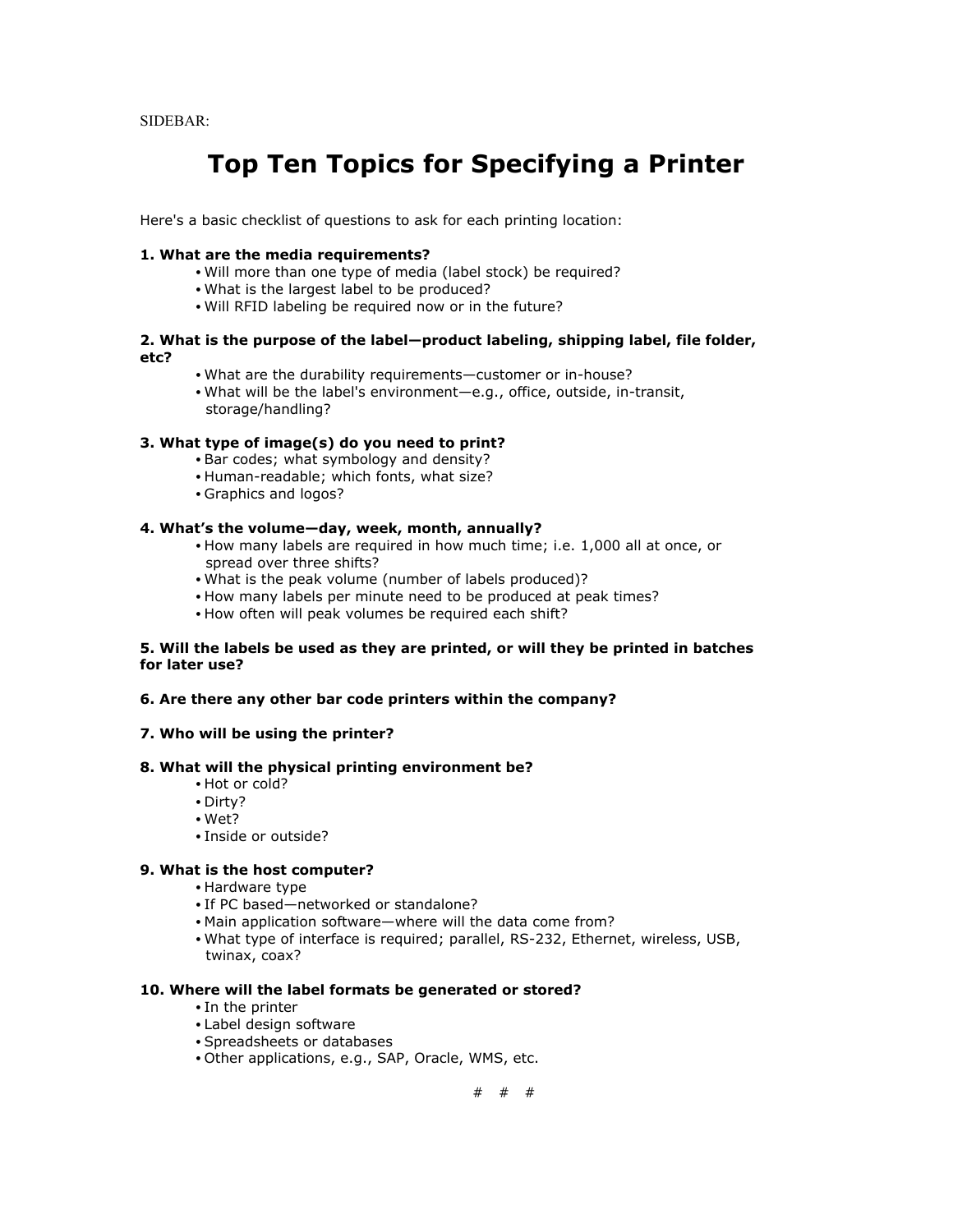SIDEBAR:

# Top Ten Topics for Specifying a Printer

Here's a basic checklist of questions to ask for each printing location:

**1. What are the media requirements?**

- Will more than one type of media (label stock) be required?
- What is the largest label to be produced?
- Will RFID labeling be required now or in the future?

**2. What is the purpose of the label—product labeling, shipping label, file folder, etc?**

- What are the durability requirements—customer or in-house?
- What will be the label's environment—e.g., office, outside, in-transit, storage/handling?

**3. What type of image(s) do you need to print?**

- Bar codes; what symbology and density?
- Human-readable; which fonts, what size?
- Graphics and logos?

**4. What's the volume—day, week, month, annually?**

- How many labels are required in how much time; i.e. 1,000 all at once, or spread over three shifts?
- What is the peak volume (number of labels produced)?
- How many labels per minute need to be produced at peak times?
- How often will peak volumes be required each shift?

**5. Will the labels be used as they are printed, or will they be printed in batches for later use?**

**6. Are there any other bar code printers within the company?**

**7. Who will be using the printer?**

**8. What will the physical printing environment be?**

- Hot or cold?
- Dirty?
- Wet?
- Inside or outside?

**9. What is the host computer?**

- Hardware type
- If PC based—networked or standalone?
- Main application software—where will the data come from?
- What type of interface is required; parallel, RS-232, Ethernet, wireless, USB, twinax, coax?

**10. Where will the label formats be generated or stored?**

- In the printer
- Label design software
- Spreadsheets or databases
- Other applications, e.g., SAP, Oracle, WMS, etc.

# # #